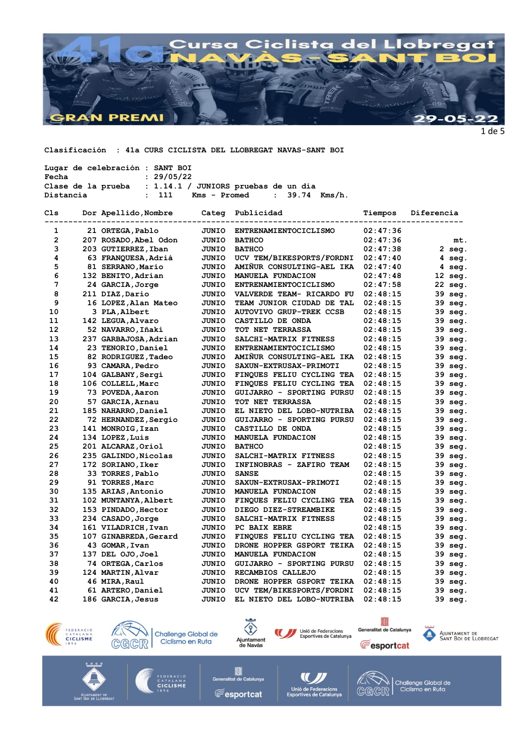Clasificación : 41a CURS CICLISTA DEL LLOBREGAT NAVAS-SANT BOI

Lugar de celebración : SANT BOI
Fecha : 29/05/22
Clase de la prueba : 1.14.1 / JUNIORS pruebas de un dia
Distancia : 111 Kms - Promed : 39.74 Kms/h.

| Cls | Dor | Apellido,Nombre | Categ | Publicidad | Tiempos | Diferencia |
|---|---|---|---|---|---|---|
| 1 | 21 | ORTEGA,Pablo | JUNIO | ENTRENAMIENTOCICLISMO | 02:47:36 | |
| 2 | 207 | ROSADO,Abel Odon | JUNIO | BATHCO | 02:47:36 | mt. |
| 3 | 203 | GUTIERREZ,Iban | JUNIO | BATHCO | 02:47:38 | 2 seg. |
| 4 | 63 | FRANQUESA,Adrià | JUNIO | UCV TEM/BIKESPORTS/FORDNI | 02:47:40 | 4 seg. |
| 5 | 81 | SERRANO,Mario | JUNIO | AMIÑUR CONSULTING-AEL IKA | 02:47:40 | 4 seg. |
| 6 | 132 | BENITO,Adrian | JUNIO | MANUELA FUNDACION | 02:47:48 | 12 seg. |
| 7 | 24 | GARCIA,Jorge | JUNIO | ENTRENAMIENTOCICLISMO | 02:47:58 | 22 seg. |
| 8 | 211 | DIAZ,Dario | JUNIO | VALVERDE TEAM- RICARDO FU | 02:48:15 | 39 seg. |
| 9 | 16 | LOPEZ,Alan Mateo | JUNIO | TEAM JUNIOR CIUDAD DE TAL | 02:48:15 | 39 seg. |
| 10 | 3 | PLA,Albert | JUNIO | AUTOVIVO GRUP-TREK CCSB | 02:48:15 | 39 seg. |
| 11 | 142 | LEGUA,Alvaro | JUNIO | CASTILLO DE ONDA | 02:48:15 | 39 seg. |
| 12 | 52 | NAVARRO,Iñaki | JUNIO | TOT NET TERRASSA | 02:48:15 | 39 seg. |
| 13 | 237 | GARBAJOSA,Adrian | JUNIO | SALCHI-MATRIX FITNESS | 02:48:15 | 39 seg. |
| 14 | 23 | TENORIO,Daniel | JUNIO | ENTRENAMIENTOCICLISMO | 02:48:15 | 39 seg. |
| 15 | 82 | RODRIGUEZ,Tadeo | JUNIO | AMIÑUR CONSULTING-AEL IKA | 02:48:15 | 39 seg. |
| 16 | 93 | CAMARA,Pedro | JUNIO | SAXUN-EXTRUSAX-PRIMOTI | 02:48:15 | 39 seg. |
| 17 | 104 | GALBANY,Sergi | JUNIO | FINQUES FELIU CYCLING TEA | 02:48:15 | 39 seg. |
| 18 | 106 | COLLELL,Marc | JUNIO | FINQUES FELIU CYCLING TEA | 02:48:15 | 39 seg. |
| 19 | 73 | POVEDA,Aaron | JUNIO | GUIJARRO - SPORTING PURSU | 02:48:15 | 39 seg. |
| 20 | 57 | GARCIA,Arnau | JUNIO | TOT NET TERRASSA | 02:48:15 | 39 seg. |
| 21 | 185 | NAHARRO,Daniel | JUNIO | EL NIETO DEL LOBO-NUTRIBA | 02:48:15 | 39 seg. |
| 22 | 72 | HERNANDEZ,Sergio | JUNIO | GUIJARRO - SPORTING PURSU | 02:48:15 | 39 seg. |
| 23 | 141 | MONROIG,Izan | JUNIO | CASTILLO DE ONDA | 02:48:15 | 39 seg. |
| 24 | 134 | LOPEZ,Luis | JUNIO | MANUELA FUNDACION | 02:48:15 | 39 seg. |
| 25 | 201 | ALCARAZ,Oriol | JUNIO | BATHCO | 02:48:15 | 39 seg. |
| 26 | 235 | GALINDO,Nicolas | JUNIO | SALCHI-MATRIX FITNESS | 02:48:15 | 39 seg. |
| 27 | 172 | SORIANO,Iker | JUNIO | INFINOBRAS - ZAFIRO TEAM | 02:48:15 | 39 seg. |
| 28 | 33 | TORRES,Pablo | JUNIO | SANSE | 02:48:15 | 39 seg. |
| 29 | 91 | TORRES,Marc | JUNIO | SAXUN-EXTRUSAX-PRIMOTI | 02:48:15 | 39 seg. |
| 30 | 135 | ARIAS,Antonio | JUNIO | MANUELA FUNDACION | 02:48:15 | 39 seg. |
| 31 | 102 | MUNTANYA,Albert | JUNIO | FINQUES FELIU CYCLING TEA | 02:48:15 | 39 seg. |
| 32 | 153 | PINDADO,Hector | JUNIO | DIEGO DIEZ-STREAMBIKE | 02:48:15 | 39 seg. |
| 33 | 234 | CASADO,Jorge | JUNIO | SALCHI-MATRIX FITNESS | 02:48:15 | 39 seg. |
| 34 | 161 | VILADRICH,Ivan | JUNIO | PC BAIX EBRE | 02:48:15 | 39 seg. |
| 35 | 107 | GINABREDA,Gerard | JUNIO | FINQUES FELIU CYCLING TEA | 02:48:15 | 39 seg. |
| 36 | 43 | GOMAR,Ivan | JUNIO | DRONE HOPPER GSPORT TEIKA | 02:48:15 | 39 seg. |
| 37 | 137 | DEL OJO,Joel | JUNIO | MANUELA FUNDACION | 02:48:15 | 39 seg. |
| 38 | 74 | ORTEGA,Carlos | JUNIO | GUIJARRO - SPORTING PURSU | 02:48:15 | 39 seg. |
| 39 | 124 | MARTIN,Alvar | JUNIO | RECAMBIOS CALLEJO | 02:48:15 | 39 seg. |
| 40 | 46 | MIRA,Raul | JUNIO | DRONE HOPPER GSPORT TEIKA | 02:48:15 | 39 seg. |
| 41 | 61 | ARTERO,Daniel | JUNIO | UCV TEM/BIKESPORTS/FORDNI | 02:48:15 | 39 seg. |
| 42 | 186 | GARCIA,Jesus | JUNIO | EL NIETO DEL LOBO-NUTRIBA | 02:48:15 | 39 seg. |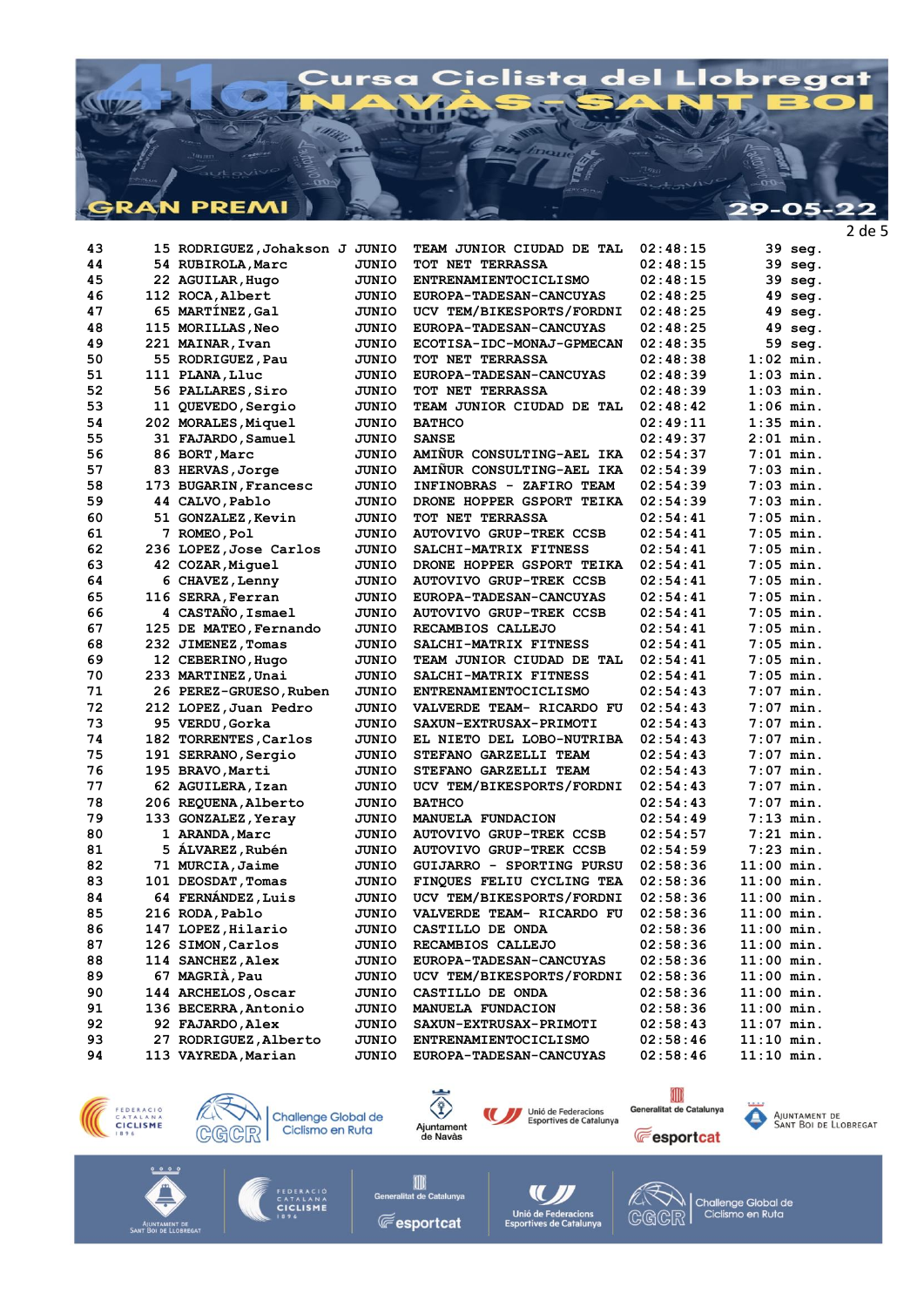# 41a Cursa Ciclista del Llobregat NAVÀS - SANT BOI

## GRAN PREMI

29-05-22

| Pos | Dorsal | Nom | Cat | Equip | Temps | Dif. |
|---|---|---|---|---|---|---|
| 43 | 15 | RODRIGUEZ,Johakson J | JUNIO | TEAM JUNIOR CIUDAD DE TAL | 02:48:15 | 39 seg. |
| 44 | 54 | RUBIROLA,Marc | JUNIO | TOT NET TERRASSA | 02:48:15 | 39 seg. |
| 45 | 22 | AGUILAR,Hugo | JUNIO | ENTRENAMIENTOCICLISMO | 02:48:15 | 39 seg. |
| 46 | 112 | ROCA,Albert | JUNIO | EUROPA-TADESAN-CANCUYAS | 02:48:25 | 49 seg. |
| 47 | 65 | MARTÍNEZ,Gal | JUNIO | UCV TEM/BIKESPORTS/FORDNI | 02:48:25 | 49 seg. |
| 48 | 115 | MORILLAS,Neo | JUNIO | EUROPA-TADESAN-CANCUYAS | 02:48:25 | 49 seg. |
| 49 | 221 | MAINAR,Ivan | JUNIO | ECOTISA-IDC-MONAJ-GPMECAN | 02:48:35 | 59 seg. |
| 50 | 55 | RODRIGUEZ,Pau | JUNIO | TOT NET TERRASSA | 02:48:38 | 1:02 min. |
| 51 | 111 | PLANA,Lluc | JUNIO | EUROPA-TADESAN-CANCUYAS | 02:48:39 | 1:03 min. |
| 52 | 56 | PALLARES,Siro | JUNIO | TOT NET TERRASSA | 02:48:39 | 1:03 min. |
| 53 | 11 | QUEVEDO,Sergio | JUNIO | TEAM JUNIOR CIUDAD DE TAL | 02:48:42 | 1:06 min. |
| 54 | 202 | MORALES,Miquel | JUNIO | BATHCO | 02:49:11 | 1:35 min. |
| 55 | 31 | FAJARDO,Samuel | JUNIO | SANSE | 02:49:37 | 2:01 min. |
| 56 | 86 | BORT,Marc | JUNIO | AMIÑUR CONSULTING-AEL IKA | 02:54:37 | 7:01 min. |
| 57 | 83 | HERVAS,Jorge | JUNIO | AMIÑUR CONSULTING-AEL IKA | 02:54:39 | 7:03 min. |
| 58 | 173 | BUGARIN,Francesc | JUNIO | INFINOBRAS - ZAFIRO TEAM | 02:54:39 | 7:03 min. |
| 59 | 44 | CALVO,Pablo | JUNIO | DRONE HOPPER GSPORT TEIKA | 02:54:39 | 7:03 min. |
| 60 | 51 | GONZALEZ,Kevin | JUNIO | TOT NET TERRASSA | 02:54:41 | 7:05 min. |
| 61 | 7 | ROMEO,Pol | JUNIO | AUTOVIVO GRUP-TREK CCSB | 02:54:41 | 7:05 min. |
| 62 | 236 | LOPEZ,Jose Carlos | JUNIO | SALCHI-MATRIX FITNESS | 02:54:41 | 7:05 min. |
| 63 | 42 | COZAR,Miguel | JUNIO | DRONE HOPPER GSPORT TEIKA | 02:54:41 | 7:05 min. |
| 64 | 6 | CHAVEZ,Lenny | JUNIO | AUTOVIVO GRUP-TREK CCSB | 02:54:41 | 7:05 min. |
| 65 | 116 | SERRA,Ferran | JUNIO | EUROPA-TADESAN-CANCUYAS | 02:54:41 | 7:05 min. |
| 66 | 4 | CASTAÑO,Ismael | JUNIO | AUTOVIVO GRUP-TREK CCSB | 02:54:41 | 7:05 min. |
| 67 | 125 | DE MATEO,Fernando | JUNIO | RECAMBIOS CALLEJO | 02:54:41 | 7:05 min. |
| 68 | 232 | JIMENEZ,Tomas | JUNIO | SALCHI-MATRIX FITNESS | 02:54:41 | 7:05 min. |
| 69 | 12 | CEBERINO,Hugo | JUNIO | TEAM JUNIOR CIUDAD DE TAL | 02:54:41 | 7:05 min. |
| 70 | 233 | MARTINEZ,Unai | JUNIO | SALCHI-MATRIX FITNESS | 02:54:41 | 7:05 min. |
| 71 | 26 | PEREZ-GRUESO,Ruben | JUNIO | ENTRENAMIENTOCICLISMO | 02:54:43 | 7:07 min. |
| 72 | 212 | LOPEZ,Juan Pedro | JUNIO | VALVERDE TEAM- RICARDO FU | 02:54:43 | 7:07 min. |
| 73 | 95 | VERDU,Gorka | JUNIO | SAXUN-EXTRUSAX-PRIMOTI | 02:54:43 | 7:07 min. |
| 74 | 182 | TORRENTES,Carlos | JUNIO | EL NIETO DEL LOBO-NUTRIBA | 02:54:43 | 7:07 min. |
| 75 | 191 | SERRANO,Sergio | JUNIO | STEFANO GARZELLI TEAM | 02:54:43 | 7:07 min. |
| 76 | 195 | BRAVO,Marti | JUNIO | STEFANO GARZELLI TEAM | 02:54:43 | 7:07 min. |
| 77 | 62 | AGUILERA,Izan | JUNIO | UCV TEM/BIKESPORTS/FORDNI | 02:54:43 | 7:07 min. |
| 78 | 206 | REQUENA,Alberto | JUNIO | BATHCO | 02:54:43 | 7:07 min. |
| 79 | 133 | GONZALEZ,Yeray | JUNIO | MANUELA FUNDACION | 02:54:49 | 7:13 min. |
| 80 | 1 | ARANDA,Marc | JUNIO | AUTOVIVO GRUP-TREK CCSB | 02:54:57 | 7:21 min. |
| 81 | 5 | ÁLVAREZ,Rubén | JUNIO | AUTOVIVO GRUP-TREK CCSB | 02:54:59 | 7:23 min. |
| 82 | 71 | MURCIA,Jaime | JUNIO | GUIJARRO - SPORTING PURSU | 02:58:36 | 11:00 min. |
| 83 | 101 | DEOSDAT,Tomas | JUNIO | FINQUES FELIU CYCLING TEA | 02:58:36 | 11:00 min. |
| 84 | 64 | FERNÁNDEZ,Luis | JUNIO | UCV TEM/BIKESPORTS/FORDNI | 02:58:36 | 11:00 min. |
| 85 | 216 | RODA,Pablo | JUNIO | VALVERDE TEAM- RICARDO FU | 02:58:36 | 11:00 min. |
| 86 | 147 | LOPEZ,Hilario | JUNIO | CASTILLO DE ONDA | 02:58:36 | 11:00 min. |
| 87 | 126 | SIMON,Carlos | JUNIO | RECAMBIOS CALLEJO | 02:58:36 | 11:00 min. |
| 88 | 114 | SANCHEZ,Alex | JUNIO | EUROPA-TADESAN-CANCUYAS | 02:58:36 | 11:00 min. |
| 89 | 67 | MAGRIÀ,Pau | JUNIO | UCV TEM/BIKESPORTS/FORDNI | 02:58:36 | 11:00 min. |
| 90 | 144 | ARCHELOS,Oscar | JUNIO | CASTILLO DE ONDA | 02:58:36 | 11:00 min. |
| 91 | 136 | BECERRA,Antonio | JUNIO | MANUELA FUNDACION | 02:58:36 | 11:00 min. |
| 92 | 92 | FAJARDO,Alex | JUNIO | SAXUN-EXTRUSAX-PRIMOTI | 02:58:43 | 11:07 min. |
| 93 | 27 | RODRIGUEZ,Alberto | JUNIO | ENTRENAMIENTOCICLISMO | 02:58:46 | 11:10 min. |
| 94 | 113 | VAYREDA,Marian | JUNIO | EUROPA-TADESAN-CANCUYAS | 02:58:46 | 11:10 min. |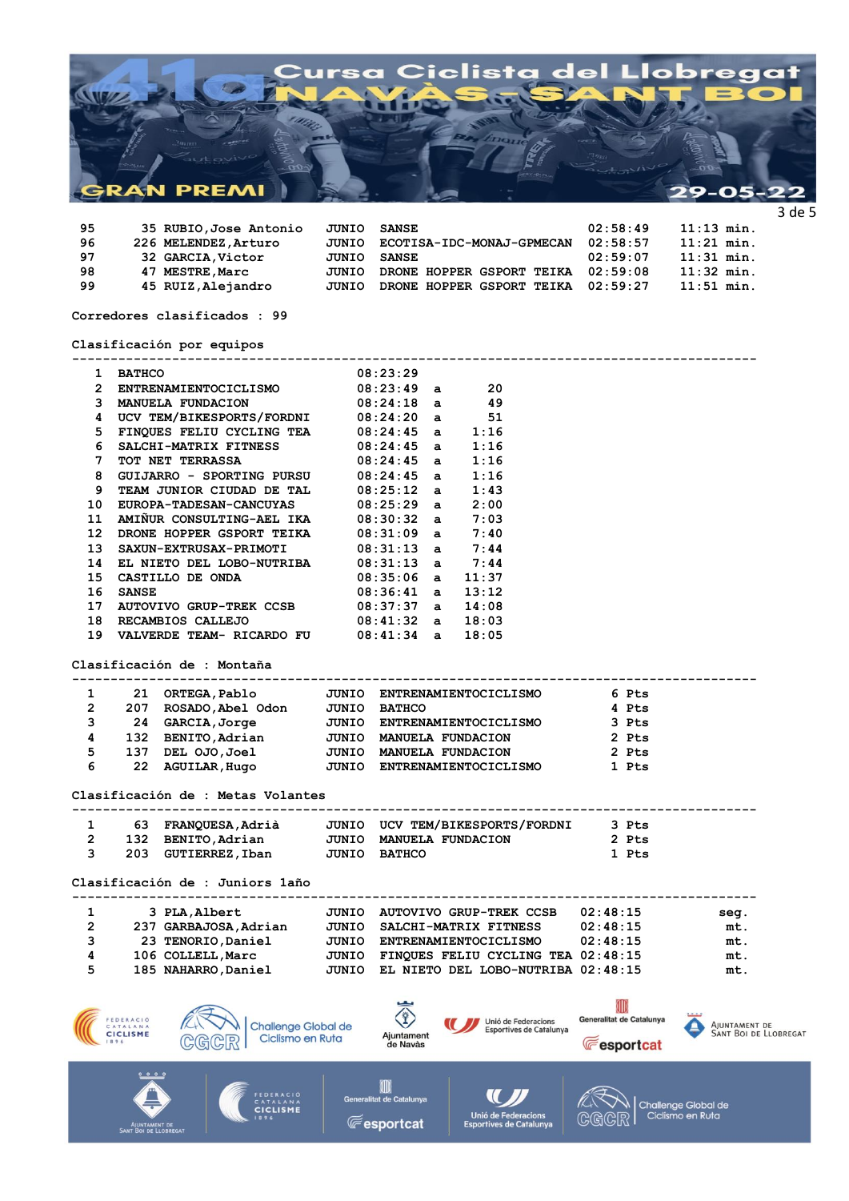# 41a Cursa Ciclista del Llobregat NAVÀS - SANT BOI

## GRAN PREMI

29-05-22

| Pos | Dorsal | Nombre | Cat. | Equipo | Tiempo | Diferencia |
|---|---|---|---|---|---|---|
| 95 | 35 | RUBIO,Jose Antonio | JUNIO | SANSE | 02:58:49 | 11:13 min. |
| 96 | 226 | MELENDEZ,Arturo | JUNIO | ECOTISA-IDC-MONAJ-GPMECAN | 02:58:57 | 11:21 min. |
| 97 | 32 | GARCIA,Victor | JUNIO | SANSE | 02:59:07 | 11:31 min. |
| 98 | 47 | MESTRE,Marc | JUNIO | DRONE HOPPER GSPORT TEIKA | 02:59:08 | 11:32 min. |
| 99 | 45 | RUIZ,Alejandro | JUNIO | DRONE HOPPER GSPORT TEIKA | 02:59:27 | 11:51 min. |

Corredores clasificados : 99

### Clasificación por equipos

| Pos | Equipo | Tiempo | | Diferencia |
|---|---|---|---|---|
| 1 | BATHCO | 08:23:29 | | |
| 2 | ENTRENAMIENTOCICLISMO | 08:23:49 | a | 20 |
| 3 | MANUELA FUNDACION | 08:24:18 | a | 49 |
| 4 | UCV TEM/BIKESPORTS/FORDNI | 08:24:20 | a | 51 |
| 5 | FINQUES FELIU CYCLING TEA | 08:24:45 | a | 1:16 |
| 6 | SALCHI-MATRIX FITNESS | 08:24:45 | a | 1:16 |
| 7 | TOT NET TERRASSA | 08:24:45 | a | 1:16 |
| 8 | GUIJARRO - SPORTING PURSU | 08:24:45 | a | 1:16 |
| 9 | TEAM JUNIOR CIUDAD DE TAL | 08:25:12 | a | 1:43 |
| 10 | EUROPA-TADESAN-CANCUYAS | 08:25:29 | a | 2:00 |
| 11 | AMIÑUR CONSULTING-AEL IKA | 08:30:32 | a | 7:03 |
| 12 | DRONE HOPPER GSPORT TEIKA | 08:31:09 | a | 7:40 |
| 13 | SAXUN-EXTRUSAX-PRIMOTI | 08:31:13 | a | 7:44 |
| 14 | EL NIETO DEL LOBO-NUTRIBA | 08:31:13 | a | 7:44 |
| 15 | CASTILLO DE ONDA | 08:35:06 | a | 11:37 |
| 16 | SANSE | 08:36:41 | a | 13:12 |
| 17 | AUTOVIVO GRUP-TREK CCSB | 08:37:37 | a | 14:08 |
| 18 | RECAMBIOS CALLEJO | 08:41:32 | a | 18:03 |
| 19 | VALVERDE TEAM- RICARDO FU | 08:41:34 | a | 18:05 |

### Clasificación de : Montaña

| Pos | Dorsal | Nombre | Cat. | Equipo | Puntos |
|---|---|---|---|---|---|
| 1 | 21 | ORTEGA,Pablo | JUNIO | ENTRENAMIENTOCICLISMO | 6 Pts |
| 2 | 207 | ROSADO,Abel Odon | JUNIO | BATHCO | 4 Pts |
| 3 | 24 | GARCIA,Jorge | JUNIO | ENTRENAMIENTOCICLISMO | 3 Pts |
| 4 | 132 | BENITO,Adrian | JUNIO | MANUELA FUNDACION | 2 Pts |
| 5 | 137 | DEL OJO,Joel | JUNIO | MANUELA FUNDACION | 2 Pts |
| 6 | 22 | AGUILAR,Hugo | JUNIO | ENTRENAMIENTOCICLISMO | 1 Pts |

### Clasificación de : Metas Volantes

| Pos | Dorsal | Nombre | Cat. | Equipo | Puntos |
|---|---|---|---|---|---|
| 1 | 63 | FRANQUESA,Adrià | JUNIO | UCV TEM/BIKESPORTS/FORDNI | 3 Pts |
| 2 | 132 | BENITO,Adrian | JUNIO | MANUELA FUNDACION | 2 Pts |
| 3 | 203 | GUTIERREZ,Iban | JUNIO | BATHCO | 1 Pts |

### Clasificación de : Juniors 1año

| Pos | Dorsal | Nombre | Cat. | Equipo | Tiempo | |
|---|---|---|---|---|---|---|
| 1 | 3 | PLA,Albert | JUNIO | AUTOVIVO GRUP-TREK CCSB | 02:48:15 | seg. |
| 2 | 237 | GARBAJOSA,Adrian | JUNIO | SALCHI-MATRIX FITNESS | 02:48:15 | mt. |
| 3 | 23 | TENORIO,Daniel | JUNIO | ENTRENAMIENTOCICLISMO | 02:48:15 | mt. |
| 4 | 106 | COLLELL,Marc | JUNIO | FINQUES FELIU CYCLING TEA | 02:48:15 | mt. |
| 5 | 185 | NAHARRO,Daniel | JUNIO | EL NIETO DEL LOBO-NUTRIBA | 02:48:15 | mt. |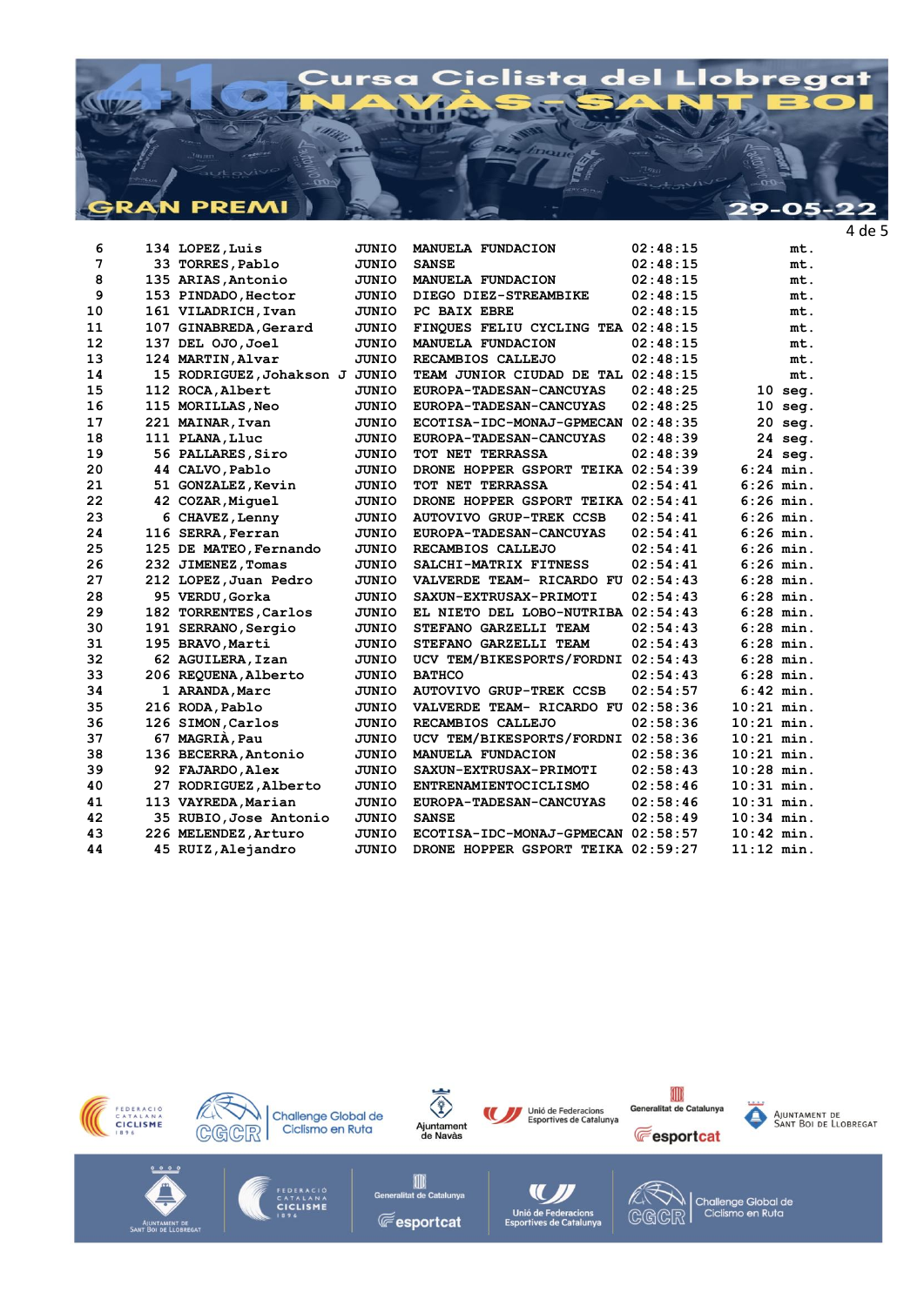# Cursa Ciclista del Llobregat
## 41a NAVÀS - SANT BOI
### GRAN PREMI

29-05-22

| Pos. | Dorsal | Nom | Cat. | Equip | Temps | Dif. |
|---|---|---|---|---|---|---|
| 6 | 134 | LOPEZ,Luis | JUNIO | MANUELA FUNDACION | 02:48:15 | mt. |
| 7 | 33 | TORRES,Pablo | JUNIO | SANSE | 02:48:15 | mt. |
| 8 | 135 | ARIAS,Antonio | JUNIO | MANUELA FUNDACION | 02:48:15 | mt. |
| 9 | 153 | PINDADO,Hector | JUNIO | DIEGO DIEZ-STREAMBIKE | 02:48:15 | mt. |
| 10 | 161 | VILADRICH,Ivan | JUNIO | PC BAIX EBRE | 02:48:15 | mt. |
| 11 | 107 | GINABREDA,Gerard | JUNIO | FINQUES FELIU CYCLING TEA | 02:48:15 | mt. |
| 12 | 137 | DEL OJO,Joel | JUNIO | MANUELA FUNDACION | 02:48:15 | mt. |
| 13 | 124 | MARTIN,Alvar | JUNIO | RECAMBIOS CALLEJO | 02:48:15 | mt. |
| 14 | 15 | RODRIGUEZ,Johakson J | JUNIO | TEAM JUNIOR CIUDAD DE TAL | 02:48:15 | mt. |
| 15 | 112 | ROCA,Albert | JUNIO | EUROPA-TADESAN-CANCUYAS | 02:48:25 | 10 seg. |
| 16 | 115 | MORILLAS,Neo | JUNIO | EUROPA-TADESAN-CANCUYAS | 02:48:25 | 10 seg. |
| 17 | 221 | MAINAR,Ivan | JUNIO | ECOTISA-IDC-MONAJ-GPMECAN | 02:48:35 | 20 seg. |
| 18 | 111 | PLANA,Lluc | JUNIO | EUROPA-TADESAN-CANCUYAS | 02:48:39 | 24 seg. |
| 19 | 56 | PALLARES,Siro | JUNIO | TOT NET TERRASSA | 02:48:39 | 24 seg. |
| 20 | 44 | CALVO,Pablo | JUNIO | DRONE HOPPER GSPORT TEIKA | 02:54:39 | 6:24 min. |
| 21 | 51 | GONZALEZ,Kevin | JUNIO | TOT NET TERRASSA | 02:54:41 | 6:26 min. |
| 22 | 42 | COZAR,Miguel | JUNIO | DRONE HOPPER GSPORT TEIKA | 02:54:41 | 6:26 min. |
| 23 | 6 | CHAVEZ,Lenny | JUNIO | AUTOVIVO GRUP-TREK CCSB | 02:54:41 | 6:26 min. |
| 24 | 116 | SERRA,Ferran | JUNIO | EUROPA-TADESAN-CANCUYAS | 02:54:41 | 6:26 min. |
| 25 | 125 | DE MATEO,Fernando | JUNIO | RECAMBIOS CALLEJO | 02:54:41 | 6:26 min. |
| 26 | 232 | JIMENEZ,Tomas | JUNIO | SALCHI-MATRIX FITNESS | 02:54:41 | 6:26 min. |
| 27 | 212 | LOPEZ,Juan Pedro | JUNIO | VALVERDE TEAM- RICARDO FU | 02:54:43 | 6:28 min. |
| 28 | 95 | VERDU,Gorka | JUNIO | SAXUN-EXTRUSAX-PRIMOTI | 02:54:43 | 6:28 min. |
| 29 | 182 | TORRENTES,Carlos | JUNIO | EL NIETO DEL LOBO-NUTRIBA | 02:54:43 | 6:28 min. |
| 30 | 191 | SERRANO,Sergio | JUNIO | STEFANO GARZELLI TEAM | 02:54:43 | 6:28 min. |
| 31 | 195 | BRAVO,Marti | JUNIO | STEFANO GARZELLI TEAM | 02:54:43 | 6:28 min. |
| 32 | 62 | AGUILERA,Izan | JUNIO | UCV TEM/BIKESPORTS/FORDNI | 02:54:43 | 6:28 min. |
| 33 | 206 | REQUENA,Alberto | JUNIO | BATHCO | 02:54:43 | 6:28 min. |
| 34 | 1 | ARANDA,Marc | JUNIO | AUTOVIVO GRUP-TREK CCSB | 02:54:57 | 6:42 min. |
| 35 | 216 | RODA,Pablo | JUNIO | VALVERDE TEAM- RICARDO FU | 02:58:36 | 10:21 min. |
| 36 | 126 | SIMON,Carlos | JUNIO | RECAMBIOS CALLEJO | 02:58:36 | 10:21 min. |
| 37 | 67 | MAGRIÀ,Pau | JUNIO | UCV TEM/BIKESPORTS/FORDNI | 02:58:36 | 10:21 min. |
| 38 | 136 | BECERRA,Antonio | JUNIO | MANUELA FUNDACION | 02:58:36 | 10:21 min. |
| 39 | 92 | FAJARDO,Alex | JUNIO | SAXUN-EXTRUSAX-PRIMOTI | 02:58:43 | 10:28 min. |
| 40 | 27 | RODRIGUEZ,Alberto | JUNIO | ENTRENAMIENTOCICLISMO | 02:58:46 | 10:31 min. |
| 41 | 113 | VAYREDA,Marian | JUNIO | EUROPA-TADESAN-CANCUYAS | 02:58:46 | 10:31 min. |
| 42 | 35 | RUBIO,Jose Antonio | JUNIO | SANSE | 02:58:49 | 10:34 min. |
| 43 | 226 | MELENDEZ,Arturo | JUNIO | ECOTISA-IDC-MONAJ-GPMECAN | 02:58:57 | 10:42 min. |
| 44 | 45 | RUIZ,Alejandro | JUNIO | DRONE HOPPER GSPORT TEIKA | 02:59:27 | 11:12 min. |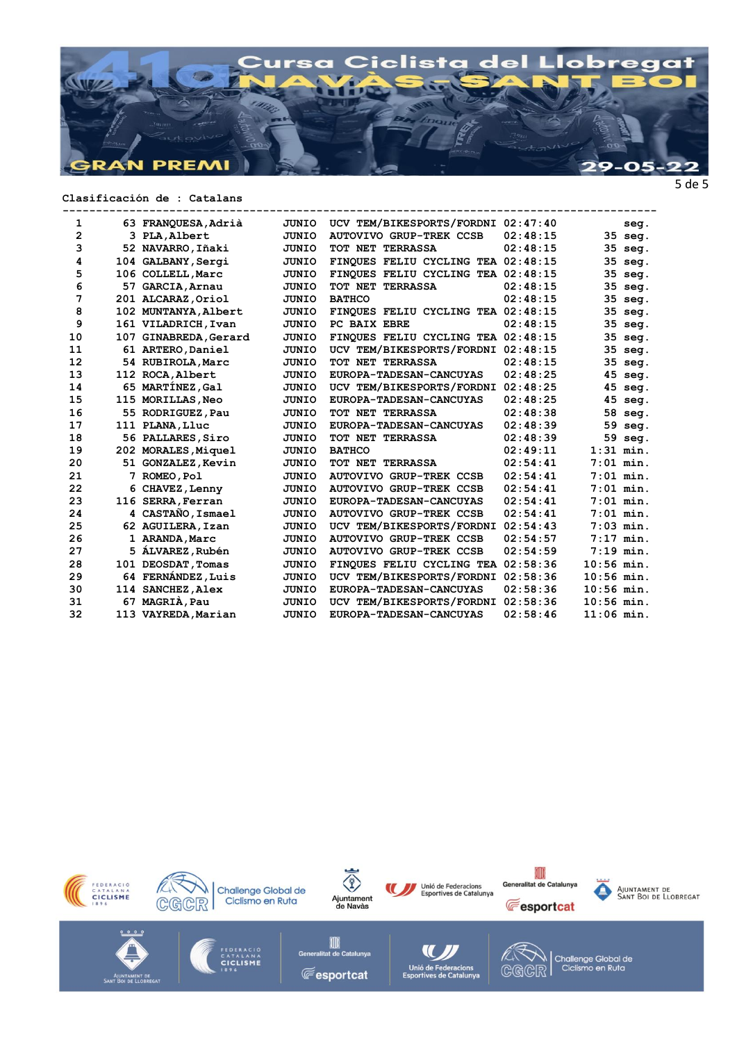# 41a Cursa Ciclista del Llobregat NAVÀS - SANT BOI

GRAN PREMI

29-05-22

Clasificación de : Catalans

| | | | | | | |
|---|---|---|---|---|---|---|
| 1 | 63 | FRANQUESA,Adrià | JUNIO | UCV TEM/BIKESPORTS/FORDNI | 02:47:40 | seg. |
| 2 | 3 | PLA,Albert | JUNIO | AUTOVIVO GRUP-TREK CCSB | 02:48:15 | 35 seg. |
| 3 | 52 | NAVARRO,Iñaki | JUNIO | TOT NET TERRASSA | 02:48:15 | 35 seg. |
| 4 | 104 | GALBANY,Sergi | JUNIO | FINQUES FELIU CYCLING TEA | 02:48:15 | 35 seg. |
| 5 | 106 | COLLELL,Marc | JUNIO | FINQUES FELIU CYCLING TEA | 02:48:15 | 35 seg. |
| 6 | 57 | GARCIA,Arnau | JUNIO | TOT NET TERRASSA | 02:48:15 | 35 seg. |
| 7 | 201 | ALCARAZ,Oriol | JUNIO | BATHCO | 02:48:15 | 35 seg. |
| 8 | 102 | MUNTANYA,Albert | JUNIO | FINQUES FELIU CYCLING TEA | 02:48:15 | 35 seg. |
| 9 | 161 | VILADRICH,Ivan | JUNIO | PC BAIX EBRE | 02:48:15 | 35 seg. |
| 10 | 107 | GINABREDA,Gerard | JUNIO | FINQUES FELIU CYCLING TEA | 02:48:15 | 35 seg. |
| 11 | 61 | ARTERO,Daniel | JUNIO | UCV TEM/BIKESPORTS/FORDNI | 02:48:15 | 35 seg. |
| 12 | 54 | RUBIROLA,Marc | JUNIO | TOT NET TERRASSA | 02:48:15 | 35 seg. |
| 13 | 112 | ROCA,Albert | JUNIO | EUROPA-TADESAN-CANCUYAS | 02:48:25 | 45 seg. |
| 14 | 65 | MARTÍNEZ,Gal | JUNIO | UCV TEM/BIKESPORTS/FORDNI | 02:48:25 | 45 seg. |
| 15 | 115 | MORILLAS,Neo | JUNIO | EUROPA-TADESAN-CANCUYAS | 02:48:25 | 45 seg. |
| 16 | 55 | RODRIGUEZ,Pau | JUNIO | TOT NET TERRASSA | 02:48:38 | 58 seg. |
| 17 | 111 | PLANA,Lluc | JUNIO | EUROPA-TADESAN-CANCUYAS | 02:48:39 | 59 seg. |
| 18 | 56 | PALLARES,Siro | JUNIO | TOT NET TERRASSA | 02:48:39 | 59 seg. |
| 19 | 202 | MORALES,Miquel | JUNIO | BATHCO | 02:49:11 | 1:31 min. |
| 20 | 51 | GONZALEZ,Kevin | JUNIO | TOT NET TERRASSA | 02:54:41 | 7:01 min. |
| 21 | 7 | ROMEO,Pol | JUNIO | AUTOVIVO GRUP-TREK CCSB | 02:54:41 | 7:01 min. |
| 22 | 6 | CHAVEZ,Lenny | JUNIO | AUTOVIVO GRUP-TREK CCSB | 02:54:41 | 7:01 min. |
| 23 | 116 | SERRA,Ferran | JUNIO | EUROPA-TADESAN-CANCUYAS | 02:54:41 | 7:01 min. |
| 24 | 4 | CASTAÑO,Ismael | JUNIO | AUTOVIVO GRUP-TREK CCSB | 02:54:41 | 7:01 min. |
| 25 | 62 | AGUILERA,Izan | JUNIO | UCV TEM/BIKESPORTS/FORDNI | 02:54:43 | 7:03 min. |
| 26 | 1 | ARANDA,Marc | JUNIO | AUTOVIVO GRUP-TREK CCSB | 02:54:57 | 7:17 min. |
| 27 | 5 | ÁLVAREZ,Rubén | JUNIO | AUTOVIVO GRUP-TREK CCSB | 02:54:59 | 7:19 min. |
| 28 | 101 | DEOSDAT,Tomas | JUNIO | FINQUES FELIU CYCLING TEA | 02:58:36 | 10:56 min. |
| 29 | 64 | FERNÁNDEZ,Luis | JUNIO | UCV TEM/BIKESPORTS/FORDNI | 02:58:36 | 10:56 min. |
| 30 | 114 | SANCHEZ,Alex | JUNIO | EUROPA-TADESAN-CANCUYAS | 02:58:36 | 10:56 min. |
| 31 | 67 | MAGRIÀ,Pau | JUNIO | UCV TEM/BIKESPORTS/FORDNI | 02:58:36 | 10:56 min. |
| 32 | 113 | VAYREDA,Marian | JUNIO | EUROPA-TADESAN-CANCUYAS | 02:58:46 | 11:06 min. |

Federació Catalana Ciclisme 1896 · CGCR Challenge Global de Ciclismo en Ruta · Ajuntament de Navàs · Unió de Federacions Esportives de Catalunya · Generalitat de Catalunya esportcat · Ajuntament de Sant Boi de Llobregat